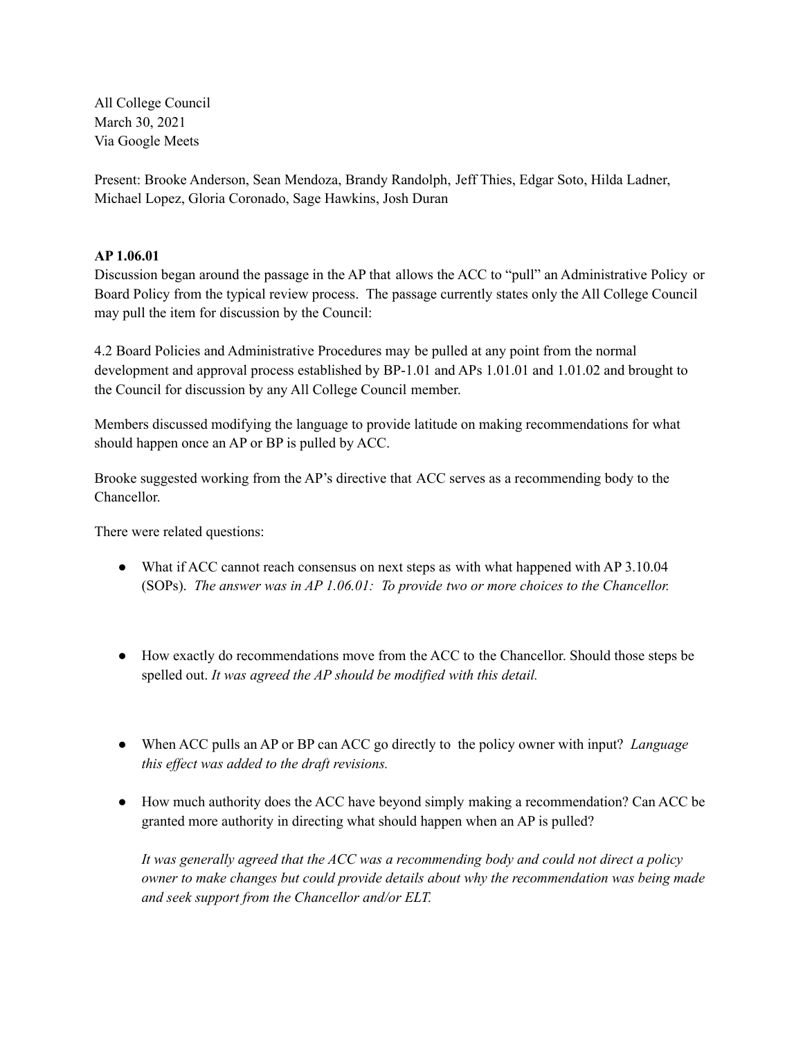All College Council
March 30, 2021
Via Google Meets

Present: Brooke Anderson, Sean Mendoza, Brandy Randolph, Jeff Thies, Edgar Soto, Hilda Ladner, Michael Lopez, Gloria Coronado, Sage Hawkins, Josh Duran

**AP 1.06.01**

Discussion began around the passage in the AP that allows the ACC to "pull" an Administrative Policy or Board Policy from the typical review process. The passage currently states only the All College Council may pull the item for discussion by the Council:

4.2 Board Policies and Administrative Procedures may be pulled at any point from the normal development and approval process established by BP-1.01 and APs 1.01.01 and 1.01.02 and brought to the Council for discussion by any All College Council member.

Members discussed modifying the language to provide latitude on making recommendations for what should happen once an AP or BP is pulled by ACC.

Brooke suggested working from the AP's directive that ACC serves as a recommending body to the Chancellor.

There were related questions:

- What if ACC cannot reach consensus on next steps as with what happened with AP 3.10.04 (SOPs). *The answer was in AP 1.06.01: To provide two or more choices to the Chancellor.*

- How exactly do recommendations move from the ACC to the Chancellor. Should those steps be spelled out. *It was agreed the AP should be modified with this detail.*

- When ACC pulls an AP or BP can ACC go directly to the policy owner with input? *Language this effect was added to the draft revisions.*

- How much authority does the ACC have beyond simply making a recommendation? Can ACC be granted more authority in directing what should happen when an AP is pulled?

  *It was generally agreed that the ACC was a recommending body and could not direct a policy owner to make changes but could provide details about why the recommendation was being made and seek support from the Chancellor and/or ELT.*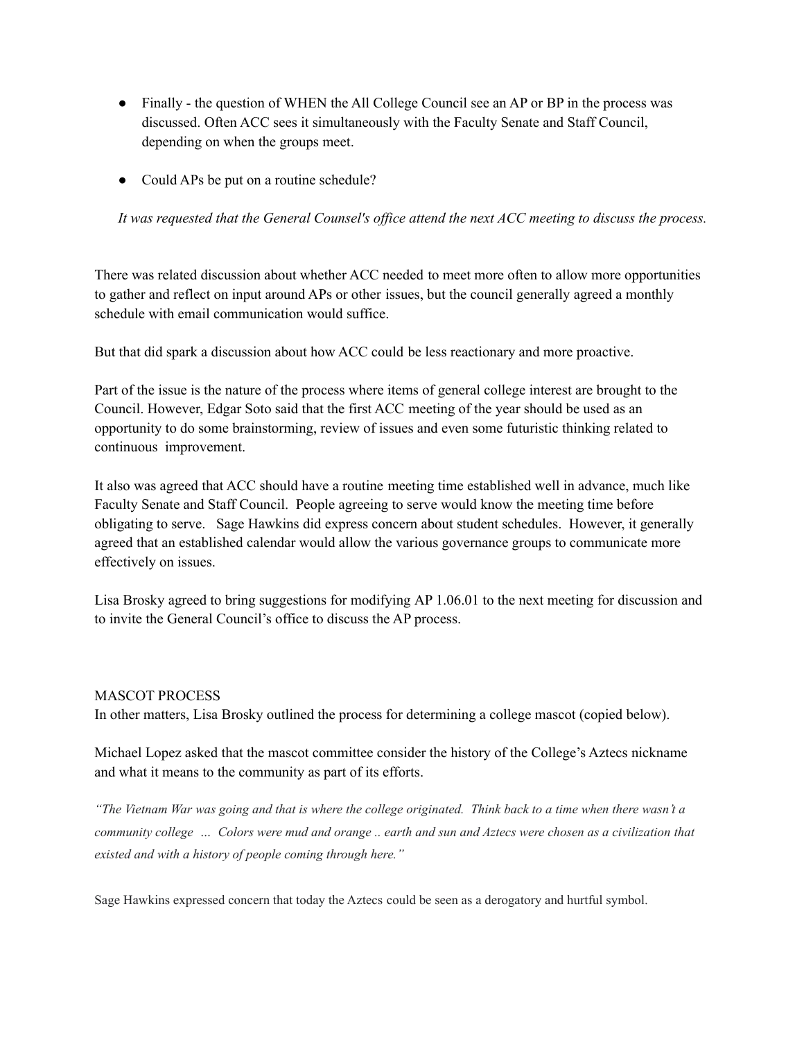- Finally - the question of WHEN the All College Council see an AP or BP in the process was discussed. Often ACC sees it simultaneously with the Faculty Senate and Staff Council, depending on when the groups meet.

- Could APs be put on a routine schedule?

*It was requested that the General Counsel's office attend the next ACC meeting to discuss the process.*

There was related discussion about whether ACC needed to meet more often to allow more opportunities to gather and reflect on input around APs or other issues, but the council generally agreed a monthly schedule with email communication would suffice.

But that did spark a discussion about how ACC could be less reactionary and more proactive.

Part of the issue is the nature of the process where items of general college interest are brought to the Council. However, Edgar Soto said that the first ACC meeting of the year should be used as an opportunity to do some brainstorming, review of issues and even some futuristic thinking related to continuous improvement.

It also was agreed that ACC should have a routine meeting time established well in advance, much like Faculty Senate and Staff Council. People agreeing to serve would know the meeting time before obligating to serve. Sage Hawkins did express concern about student schedules. However, it generally agreed that an established calendar would allow the various governance groups to communicate more effectively on issues.

Lisa Brosky agreed to bring suggestions for modifying AP 1.06.01 to the next meeting for discussion and to invite the General Council's office to discuss the AP process.

MASCOT PROCESS

In other matters, Lisa Brosky outlined the process for determining a college mascot (copied below).

Michael Lopez asked that the mascot committee consider the history of the College's Aztecs nickname and what it means to the community as part of its efforts.

*"The Vietnam War was going and that is where the college originated. Think back to a time when there wasn't a community college ... Colors were mud and orange .. earth and sun and Aztecs were chosen as a civilization that existed and with a history of people coming through here."*

Sage Hawkins expressed concern that today the Aztecs could be seen as a derogatory and hurtful symbol.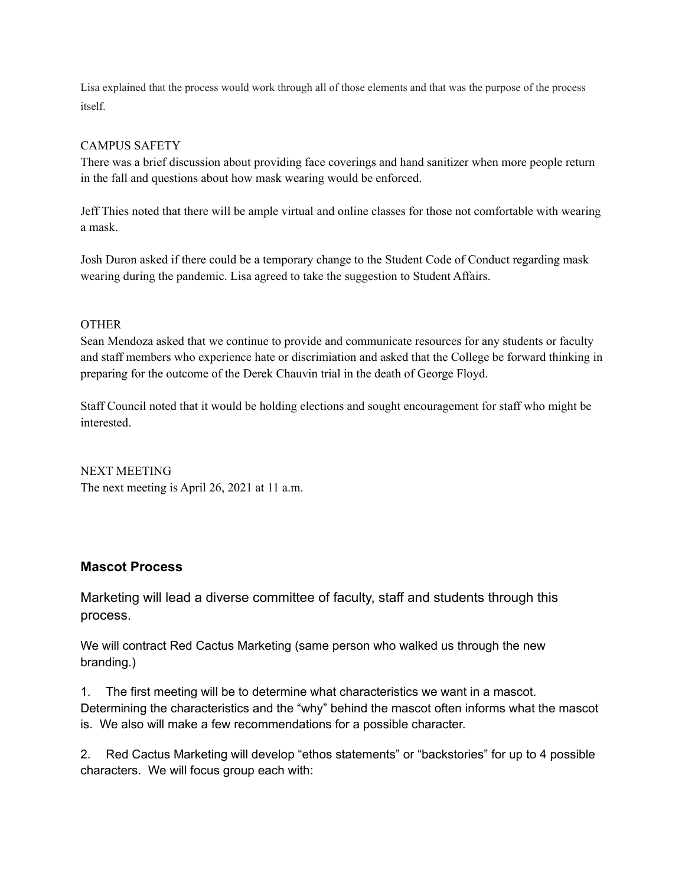Lisa explained that the process would work through all of those elements and that was the purpose of the process itself.

CAMPUS SAFETY
There was a brief discussion about providing face coverings and hand sanitizer when more people return in the fall and questions about how mask wearing would be enforced.

Jeff Thies noted that there will be ample virtual and online classes for those not comfortable with wearing a mask.

Josh Duron asked if there could be a temporary change to the Student Code of Conduct regarding mask wearing during the pandemic. Lisa agreed to take the suggestion to Student Affairs.

OTHER
Sean Mendoza asked that we continue to provide and communicate resources for any students or faculty and staff members who experience hate or discrimiation and asked that the College be forward thinking in preparing for the outcome of the Derek Chauvin trial in the death of George Floyd.

Staff Council noted that it would be holding elections and sought encouragement for staff who might be interested.

NEXT MEETING
The next meeting is April 26, 2021 at 11 a.m.

### Mascot Process

Marketing will lead a diverse committee of faculty, staff and students through this process.

We will contract Red Cactus Marketing (same person who walked us through the new branding.)

1. The first meeting will be to determine what characteristics we want in a mascot. Determining the characteristics and the "why" behind the mascot often informs what the mascot is. We also will make a few recommendations for a possible character.

2. Red Cactus Marketing will develop "ethos statements" or "backstories" for up to 4 possible characters. We will focus group each with: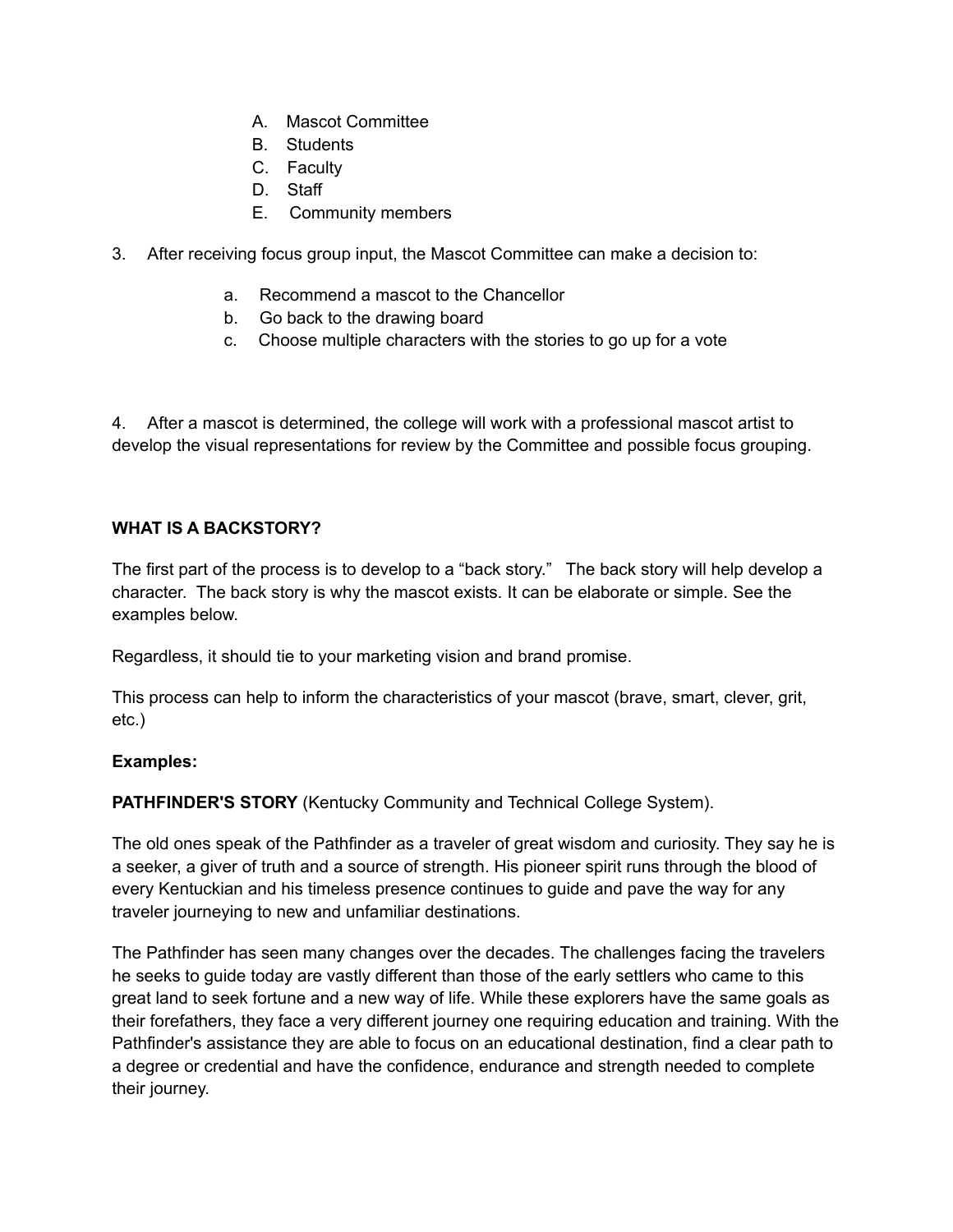A. Mascot Committee
B. Students
C. Faculty
D. Staff
E. Community members

3. After receiving focus group input, the Mascot Committee can make a decision to:

   a. Recommend a mascot to the Chancellor
   b. Go back to the drawing board
   c. Choose multiple characters with the stories to go up for a vote

4. After a mascot is determined, the college will work with a professional mascot artist to develop the visual representations for review by the Committee and possible focus grouping.

**WHAT IS A BACKSTORY?**

The first part of the process is to develop to a "back story." The back story will help develop a character. The back story is why the mascot exists. It can be elaborate or simple. See the examples below.

Regardless, it should tie to your marketing vision and brand promise.

This process can help to inform the characteristics of your mascot (brave, smart, clever, grit, etc.)

**Examples:**

**PATHFINDER'S STORY** (Kentucky Community and Technical College System).

The old ones speak of the Pathfinder as a traveler of great wisdom and curiosity. They say he is a seeker, a giver of truth and a source of strength. His pioneer spirit runs through the blood of every Kentuckian and his timeless presence continues to guide and pave the way for any traveler journeying to new and unfamiliar destinations.

The Pathfinder has seen many changes over the decades. The challenges facing the travelers he seeks to guide today are vastly different than those of the early settlers who came to this great land to seek fortune and a new way of life. While these explorers have the same goals as their forefathers, they face a very different journey one requiring education and training. With the Pathfinder's assistance they are able to focus on an educational destination, find a clear path to a degree or credential and have the confidence, endurance and strength needed to complete their journey.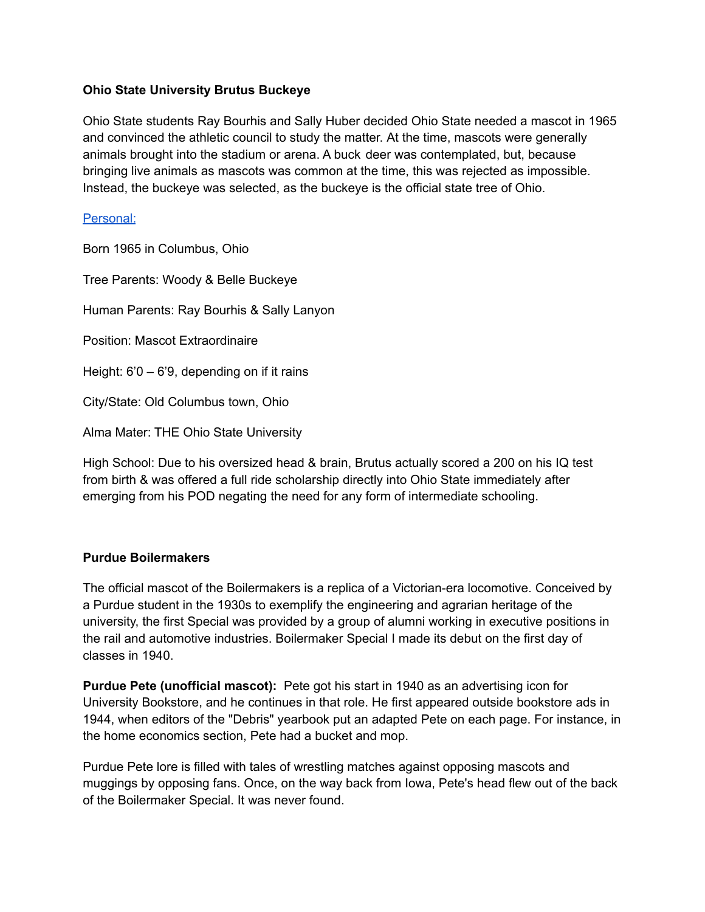**Ohio State University Brutus Buckeye**

Ohio State students Ray Bourhis and Sally Huber decided Ohio State needed a mascot in 1965 and convinced the athletic council to study the matter. At the time, mascots were generally animals brought into the stadium or arena. A buck deer was contemplated, but, because bringing live animals as mascots was common at the time, this was rejected as impossible. Instead, the buckeye was selected, as the buckeye is the official state tree of Ohio.

Personal:

Born 1965 in Columbus, Ohio

Tree Parents: Woody & Belle Buckeye

Human Parents: Ray Bourhis & Sally Lanyon

Position: Mascot Extraordinaire

Height: 6'0 – 6'9, depending on if it rains

City/State: Old Columbus town, Ohio

Alma Mater: THE Ohio State University

High School: Due to his oversized head & brain, Brutus actually scored a 200 on his IQ test from birth & was offered a full ride scholarship directly into Ohio State immediately after emerging from his POD negating the need for any form of intermediate schooling.

**Purdue Boilermakers**

The official mascot of the Boilermakers is a replica of a Victorian-era locomotive. Conceived by a Purdue student in the 1930s to exemplify the engineering and agrarian heritage of the university, the first Special was provided by a group of alumni working in executive positions in the rail and automotive industries. Boilermaker Special I made its debut on the first day of classes in 1940.

**Purdue Pete (unofficial mascot):** Pete got his start in 1940 as an advertising icon for University Bookstore, and he continues in that role. He first appeared outside bookstore ads in 1944, when editors of the "Debris" yearbook put an adapted Pete on each page. For instance, in the home economics section, Pete had a bucket and mop.

Purdue Pete lore is filled with tales of wrestling matches against opposing mascots and muggings by opposing fans. Once, on the way back from Iowa, Pete's head flew out of the back of the Boilermaker Special. It was never found.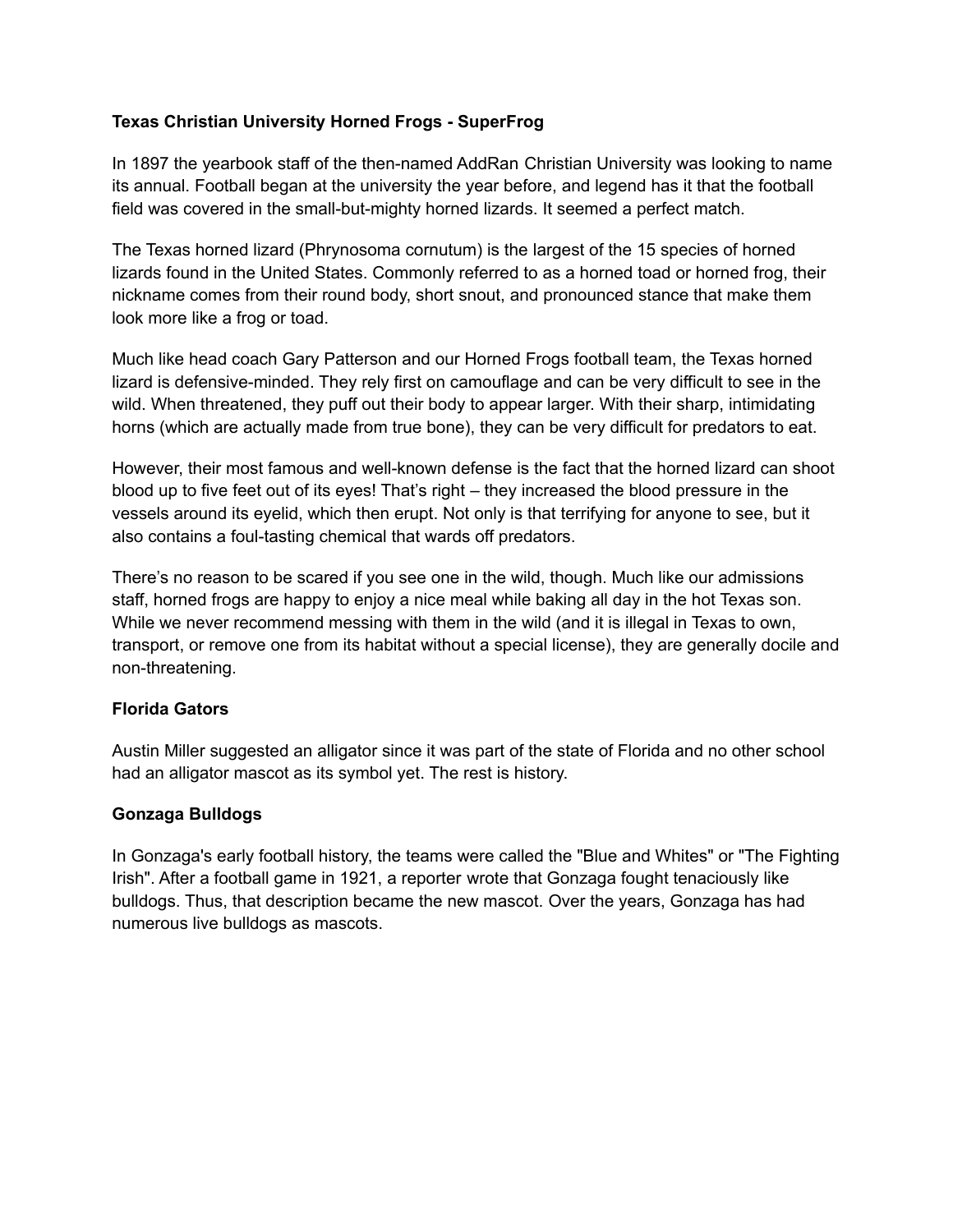**Texas Christian University Horned Frogs - SuperFrog**

In 1897 the yearbook staff of the then-named AddRan Christian University was looking to name its annual. Football began at the university the year before, and legend has it that the football field was covered in the small-but-mighty horned lizards. It seemed a perfect match.

The Texas horned lizard (Phrynosoma cornutum) is the largest of the 15 species of horned lizards found in the United States. Commonly referred to as a horned toad or horned frog, their nickname comes from their round body, short snout, and pronounced stance that make them look more like a frog or toad.

Much like head coach Gary Patterson and our Horned Frogs football team, the Texas horned lizard is defensive-minded. They rely first on camouflage and can be very difficult to see in the wild. When threatened, they puff out their body to appear larger. With their sharp, intimidating horns (which are actually made from true bone), they can be very difficult for predators to eat.

However, their most famous and well-known defense is the fact that the horned lizard can shoot blood up to five feet out of its eyes! That's right – they increased the blood pressure in the vessels around its eyelid, which then erupt. Not only is that terrifying for anyone to see, but it also contains a foul-tasting chemical that wards off predators.

There's no reason to be scared if you see one in the wild, though. Much like our admissions staff, horned frogs are happy to enjoy a nice meal while baking all day in the hot Texas son. While we never recommend messing with them in the wild (and it is illegal in Texas to own, transport, or remove one from its habitat without a special license), they are generally docile and non-threatening.

**Florida Gators**

Austin Miller suggested an alligator since it was part of the state of Florida and no other school had an alligator mascot as its symbol yet. The rest is history.

**Gonzaga Bulldogs**

In Gonzaga's early football history, the teams were called the "Blue and Whites" or "The Fighting Irish". After a football game in 1921, a reporter wrote that Gonzaga fought tenaciously like bulldogs. Thus, that description became the new mascot. Over the years, Gonzaga has had numerous live bulldogs as mascots.